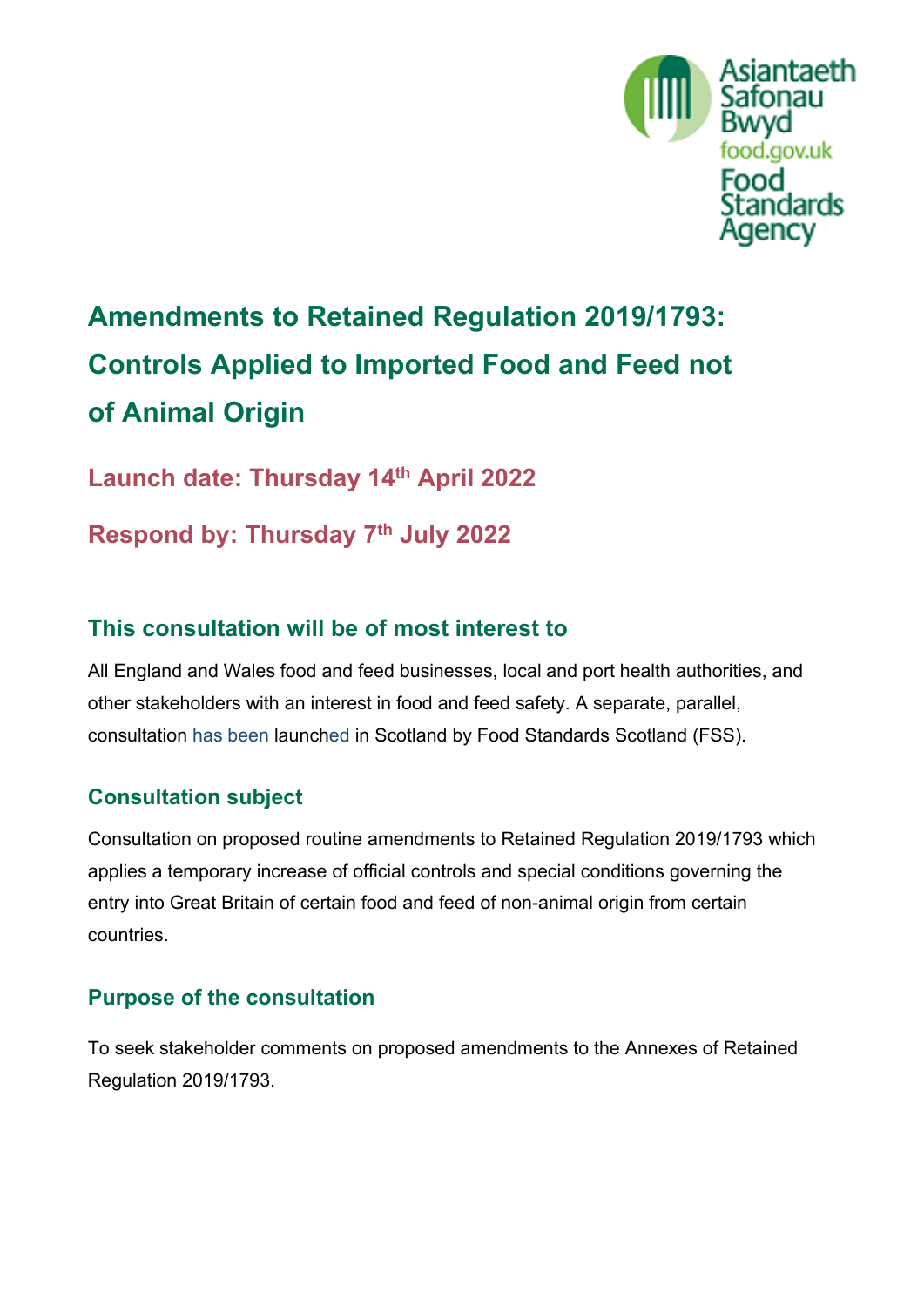Asiantaeth Safonau Bwyd
food.gov.uk
Food Standards Agency

# Amendments to Retained Regulation 2019/1793: Controls Applied to Imported Food and Feed not of Animal Origin

## Launch date: Thursday 14th April 2022

## Respond by: Thursday 7th July 2022

### This consultation will be of most interest to

All England and Wales food and feed businesses, local and port health authorities, and other stakeholders with an interest in food and feed safety. A separate, parallel, consultation has been launched in Scotland by Food Standards Scotland (FSS).

### Consultation subject

Consultation on proposed routine amendments to Retained Regulation 2019/1793 which applies a temporary increase of official controls and special conditions governing the entry into Great Britain of certain food and feed of non-animal origin from certain countries.

### Purpose of the consultation

To seek stakeholder comments on proposed amendments to the Annexes of Retained Regulation 2019/1793.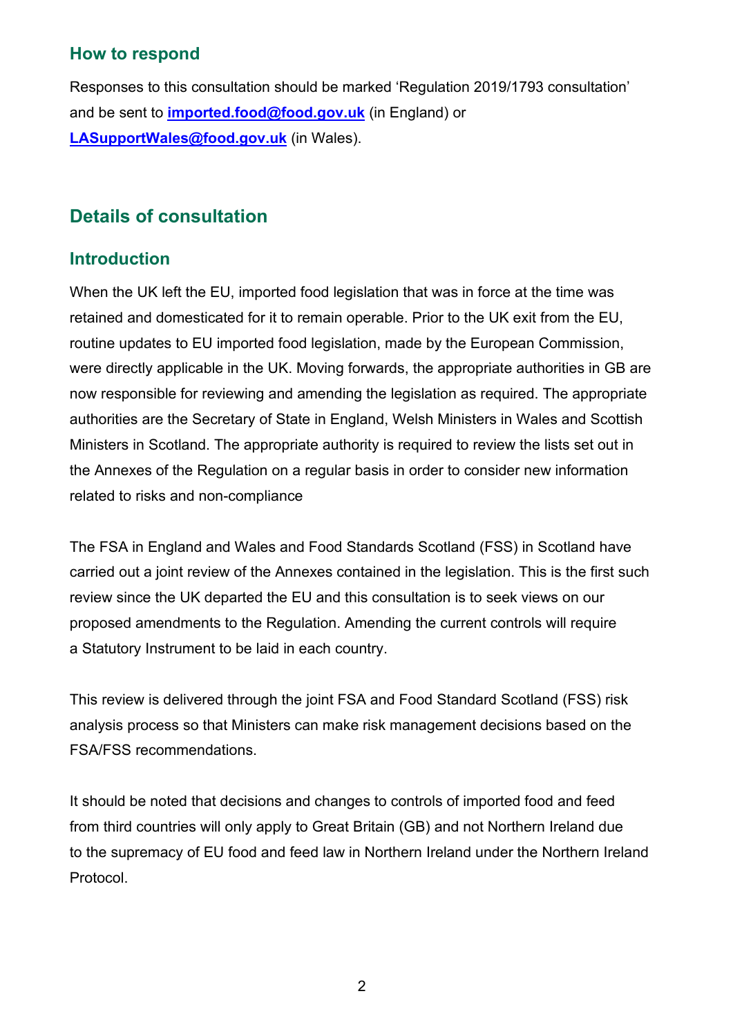## How to respond

Responses to this consultation should be marked 'Regulation 2019/1793 consultation' and be sent to **imported.food@food.gov.uk** (in England) or **LASupportWales@food.gov.uk** (in Wales).

## Details of consultation

### Introduction

When the UK left the EU, imported food legislation that was in force at the time was retained and domesticated for it to remain operable. Prior to the UK exit from the EU, routine updates to EU imported food legislation, made by the European Commission, were directly applicable in the UK. Moving forwards, the appropriate authorities in GB are now responsible for reviewing and amending the legislation as required. The appropriate authorities are the Secretary of State in England, Welsh Ministers in Wales and Scottish Ministers in Scotland. The appropriate authority is required to review the lists set out in the Annexes of the Regulation on a regular basis in order to consider new information related to risks and non-compliance

The FSA in England and Wales and Food Standards Scotland (FSS) in Scotland have carried out a joint review of the Annexes contained in the legislation. This is the first such review since the UK departed the EU and this consultation is to seek views on our proposed amendments to the Regulation. Amending the current controls will require a Statutory Instrument to be laid in each country.

This review is delivered through the joint FSA and Food Standard Scotland (FSS) risk analysis process so that Ministers can make risk management decisions based on the FSA/FSS recommendations.

It should be noted that decisions and changes to controls of imported food and feed from third countries will only apply to Great Britain (GB) and not Northern Ireland due to the supremacy of EU food and feed law in Northern Ireland under the Northern Ireland Protocol.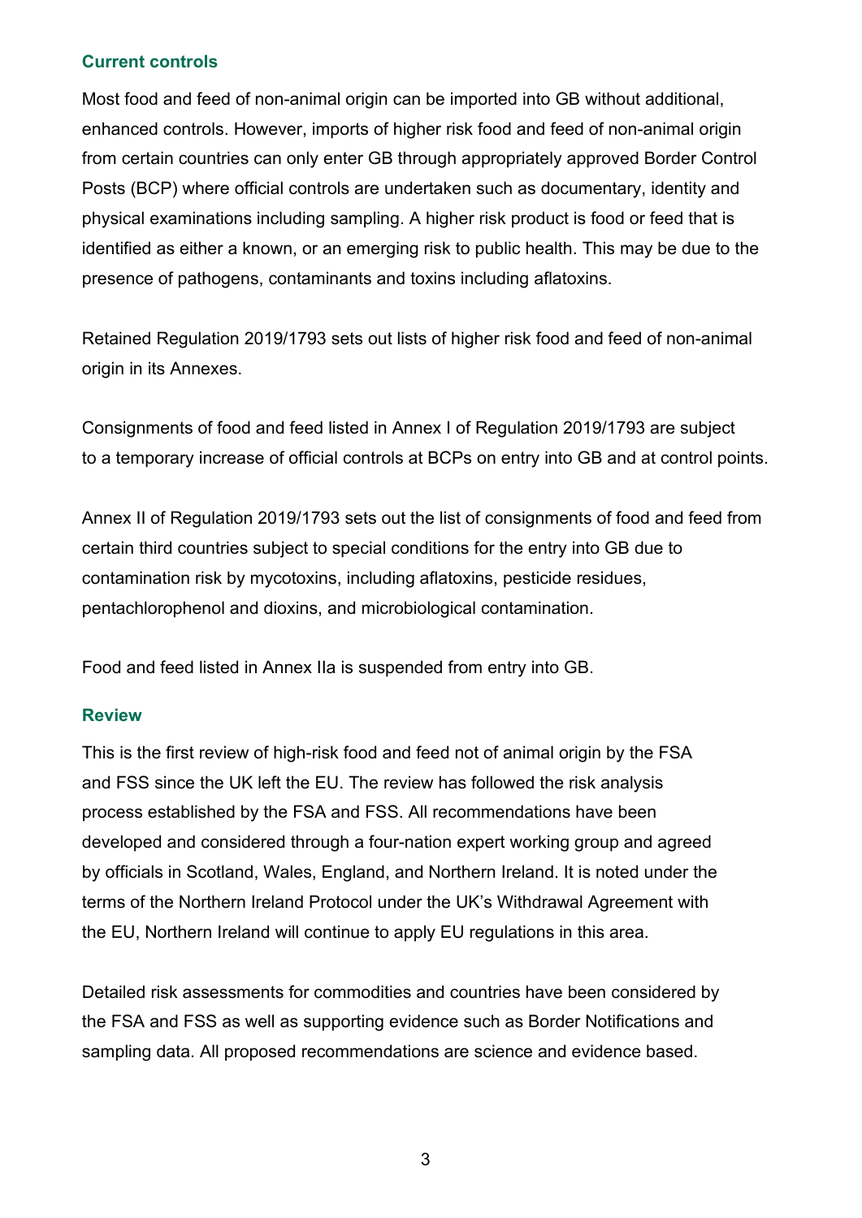## Current controls

Most food and feed of non-animal origin can be imported into GB without additional, enhanced controls. However, imports of higher risk food and feed of non-animal origin from certain countries can only enter GB through appropriately approved Border Control Posts (BCP) where official controls are undertaken such as documentary, identity and physical examinations including sampling. A higher risk product is food or feed that is identified as either a known, or an emerging risk to public health. This may be due to the presence of pathogens, contaminants and toxins including aflatoxins.

Retained Regulation 2019/1793 sets out lists of higher risk food and feed of non-animal origin in its Annexes.

Consignments of food and feed listed in Annex I of Regulation 2019/1793 are subject to a temporary increase of official controls at BCPs on entry into GB and at control points.

Annex II of Regulation 2019/1793 sets out the list of consignments of food and feed from certain third countries subject to special conditions for the entry into GB due to contamination risk by mycotoxins, including aflatoxins, pesticide residues, pentachlorophenol and dioxins, and microbiological contamination.

Food and feed listed in Annex IIa is suspended from entry into GB.

## Review

This is the first review of high-risk food and feed not of animal origin by the FSA and FSS since the UK left the EU. The review has followed the risk analysis process established by the FSA and FSS. All recommendations have been developed and considered through a four-nation expert working group and agreed by officials in Scotland, Wales, England, and Northern Ireland. It is noted under the terms of the Northern Ireland Protocol under the UK's Withdrawal Agreement with the EU, Northern Ireland will continue to apply EU regulations in this area.

Detailed risk assessments for commodities and countries have been considered by the FSA and FSS as well as supporting evidence such as Border Notifications and sampling data. All proposed recommendations are science and evidence based.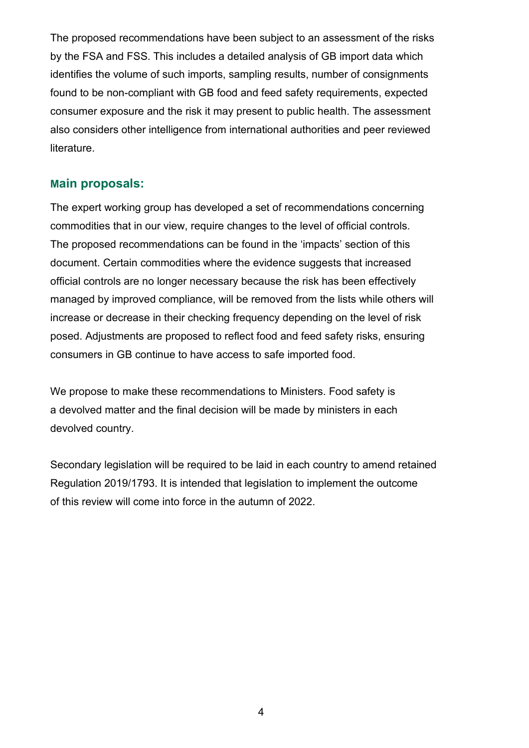The proposed recommendations have been subject to an assessment of the risks by the FSA and FSS. This includes a detailed analysis of GB import data which identifies the volume of such imports, sampling results, number of consignments found to be non-compliant with GB food and feed safety requirements, expected consumer exposure and the risk it may present to public health. The assessment also considers other intelligence from international authorities and peer reviewed literature.

## Main proposals:

The expert working group has developed a set of recommendations concerning commodities that in our view, require changes to the level of official controls. The proposed recommendations can be found in the 'impacts' section of this document. Certain commodities where the evidence suggests that increased official controls are no longer necessary because the risk has been effectively managed by improved compliance, will be removed from the lists while others will increase or decrease in their checking frequency depending on the level of risk posed. Adjustments are proposed to reflect food and feed safety risks, ensuring consumers in GB continue to have access to safe imported food.

We propose to make these recommendations to Ministers. Food safety is a devolved matter and the final decision will be made by ministers in each devolved country.

Secondary legislation will be required to be laid in each country to amend retained Regulation 2019/1793. It is intended that legislation to implement the outcome of this review will come into force in the autumn of 2022.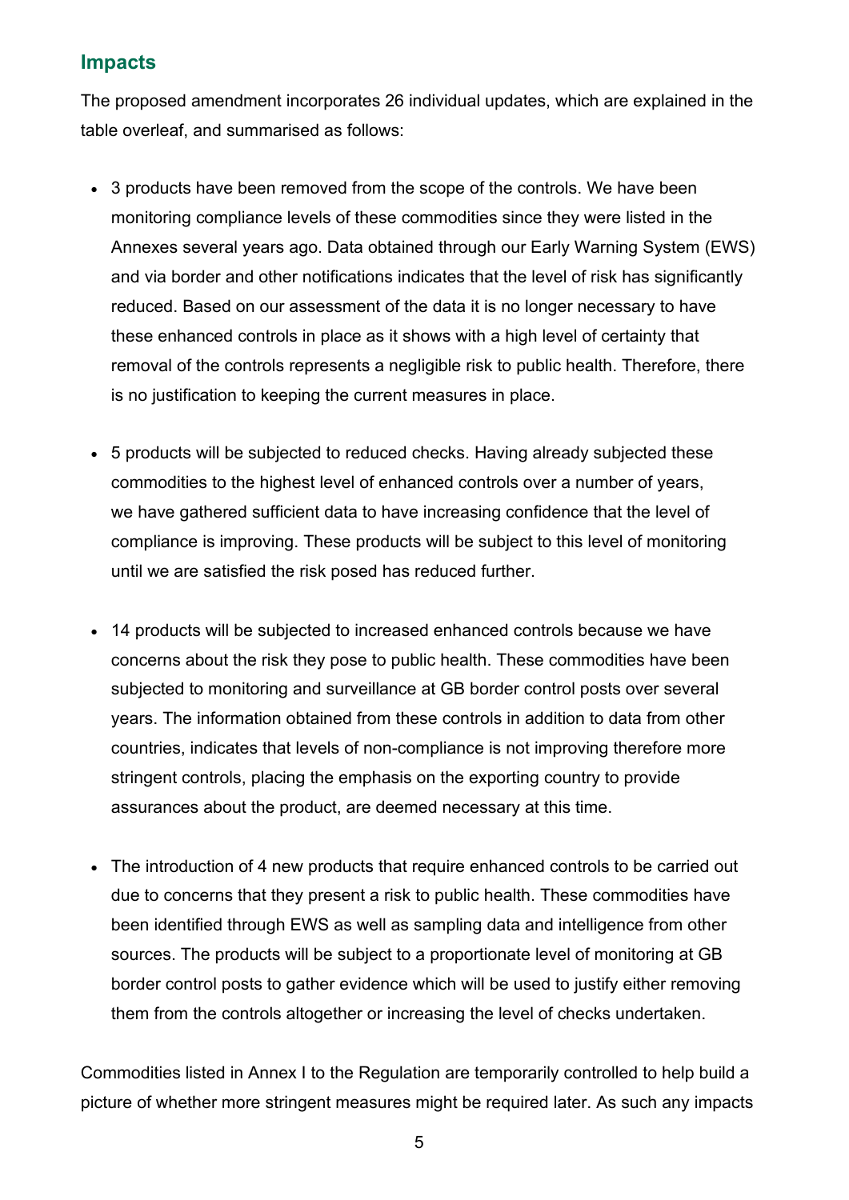## Impacts

The proposed amendment incorporates 26 individual updates, which are explained in the table overleaf, and summarised as follows:

- 3 products have been removed from the scope of the controls. We have been monitoring compliance levels of these commodities since they were listed in the Annexes several years ago. Data obtained through our Early Warning System (EWS) and via border and other notifications indicates that the level of risk has significantly reduced. Based on our assessment of the data it is no longer necessary to have these enhanced controls in place as it shows with a high level of certainty that removal of the controls represents a negligible risk to public health. Therefore, there is no justification to keeping the current measures in place.

- 5 products will be subjected to reduced checks. Having already subjected these commodities to the highest level of enhanced controls over a number of years, we have gathered sufficient data to have increasing confidence that the level of compliance is improving. These products will be subject to this level of monitoring until we are satisfied the risk posed has reduced further.

- 14 products will be subjected to increased enhanced controls because we have concerns about the risk they pose to public health. These commodities have been subjected to monitoring and surveillance at GB border control posts over several years. The information obtained from these controls in addition to data from other countries, indicates that levels of non-compliance is not improving therefore more stringent controls, placing the emphasis on the exporting country to provide assurances about the product, are deemed necessary at this time.

- The introduction of 4 new products that require enhanced controls to be carried out due to concerns that they present a risk to public health. These commodities have been identified through EWS as well as sampling data and intelligence from other sources. The products will be subject to a proportionate level of monitoring at GB border control posts to gather evidence which will be used to justify either removing them from the controls altogether or increasing the level of checks undertaken.

Commodities listed in Annex I to the Regulation are temporarily controlled to help build a picture of whether more stringent measures might be required later. As such any impacts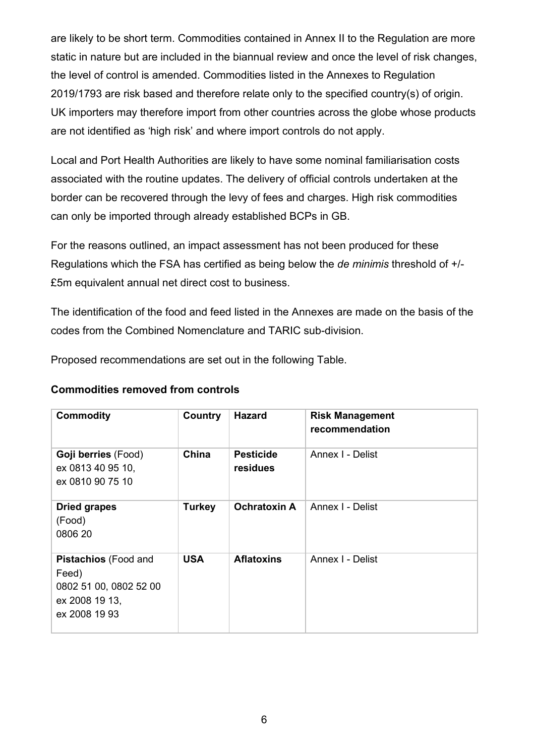are likely to be short term. Commodities contained in Annex II to the Regulation are more static in nature but are included in the biannual review and once the level of risk changes, the level of control is amended. Commodities listed in the Annexes to Regulation 2019/1793 are risk based and therefore relate only to the specified country(s) of origin. UK importers may therefore import from other countries across the globe whose products are not identified as 'high risk' and where import controls do not apply.

Local and Port Health Authorities are likely to have some nominal familiarisation costs associated with the routine updates. The delivery of official controls undertaken at the border can be recovered through the levy of fees and charges. High risk commodities can only be imported through already established BCPs in GB.

For the reasons outlined, an impact assessment has not been produced for these Regulations which the FSA has certified as being below the *de minimis* threshold of +/- £5m equivalent annual net direct cost to business.

The identification of the food and feed listed in the Annexes are made on the basis of the codes from the Combined Nomenclature and TARIC sub-division.

Proposed recommendations are set out in the following Table.

**Commodities removed from controls**

| Commodity | Country | Hazard | Risk Management recommendation |
|---|---|---|---|
| **Goji berries** (Food) ex 0813 40 95 10, ex 0810 90 75 10 | **China** | **Pesticide residues** | Annex I - Delist |
| **Dried grapes** (Food) 0806 20 | **Turkey** | **Ochratoxin A** | Annex I - Delist |
| **Pistachios** (Food and Feed) 0802 51 00, 0802 52 00 ex 2008 19 13, ex 2008 19 93 | **USA** | **Aflatoxins** | Annex I - Delist |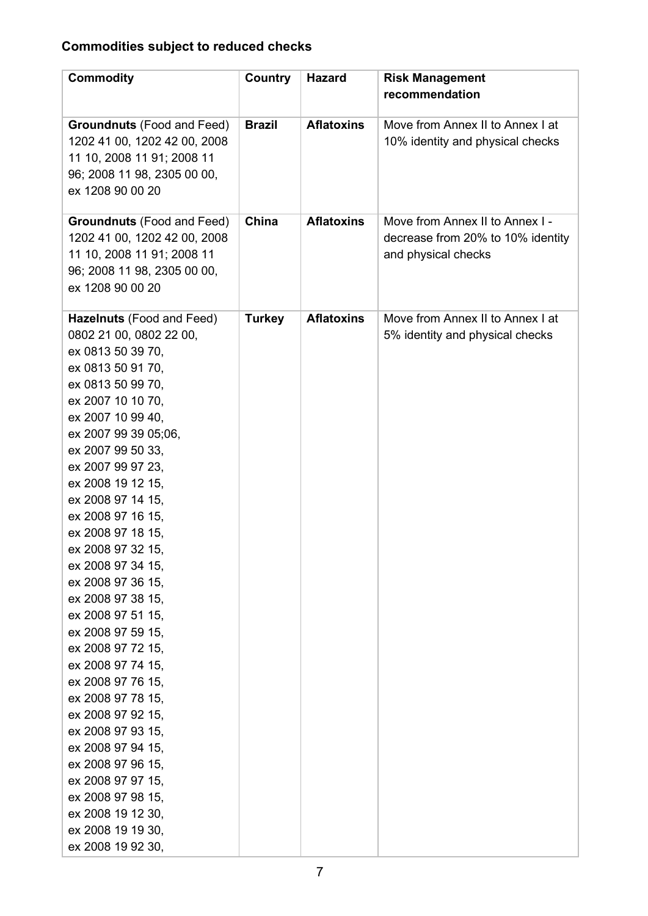**Commodities subject to reduced checks**

| Commodity | Country | Hazard | Risk Management recommendation |
|---|---|---|---|
| **Groundnuts** (Food and Feed) 1202 41 00, 1202 42 00, 2008 11 10, 2008 11 91; 2008 11 96; 2008 11 98, 2305 00 00, ex 1208 90 00 20 | **Brazil** | **Aflatoxins** | Move from Annex II to Annex I at 10% identity and physical checks |
| **Groundnuts** (Food and Feed) 1202 41 00, 1202 42 00, 2008 11 10, 2008 11 91; 2008 11 96; 2008 11 98, 2305 00 00, ex 1208 90 00 20 | **China** | **Aflatoxins** | Move from Annex II to Annex I - decrease from 20% to 10% identity and physical checks |
| **Hazelnuts** (Food and Feed) 0802 21 00, 0802 22 00, ex 0813 50 39 70, ex 0813 50 91 70, ex 0813 50 99 70, ex 2007 10 10 70, ex 2007 10 99 40, ex 2007 99 39 05;06, ex 2007 99 50 33, ex 2007 99 97 23, ex 2008 19 12 15, ex 2008 97 14 15, ex 2008 97 16 15, ex 2008 97 18 15, ex 2008 97 32 15, ex 2008 97 34 15, ex 2008 97 36 15, ex 2008 97 38 15, ex 2008 97 51 15, ex 2008 97 59 15, ex 2008 97 72 15, ex 2008 97 74 15, ex 2008 97 76 15, ex 2008 97 78 15, ex 2008 97 92 15, ex 2008 97 93 15, ex 2008 97 94 15, ex 2008 97 96 15, ex 2008 97 97 15, ex 2008 97 98 15, ex 2008 19 12 30, ex 2008 19 19 30, ex 2008 19 92 30, | **Turkey** | **Aflatoxins** | Move from Annex II to Annex I at 5% identity and physical checks |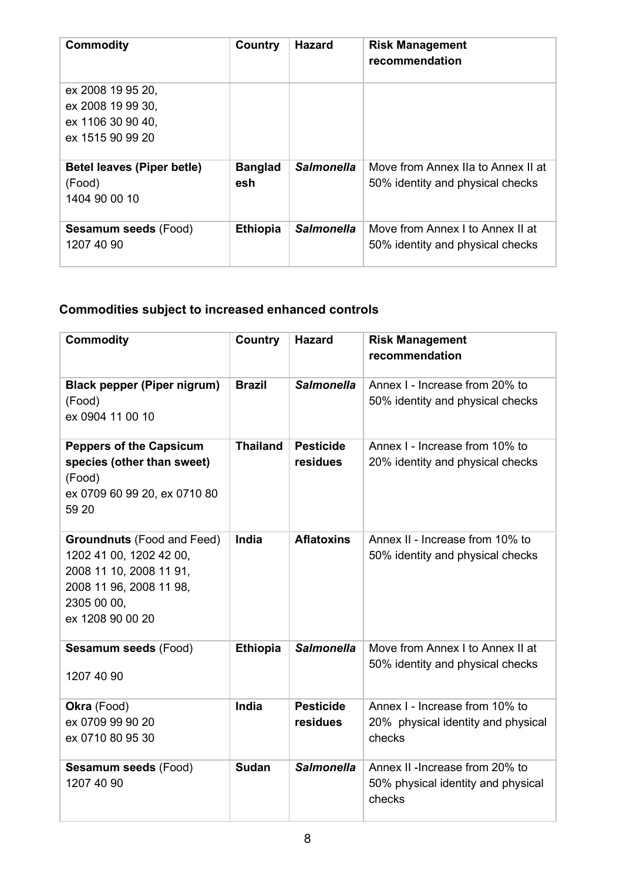| Commodity | Country | Hazard | Risk Management recommendation |
|---|---|---|---|
| ex 2008 19 95 20, ex 2008 19 99 30, ex 1106 30 90 40, ex 1515 90 99 20 | | | |
| **Betel leaves (Piper betle)** (Food) 1404 90 00 10 | **Bangladesh** | ***Salmonella*** | Move from Annex IIa to Annex II at 50% identity and physical checks |
| **Sesamum seeds** (Food) 1207 40 90 | **Ethiopia** | ***Salmonella*** | Move from Annex I to Annex II at 50% identity and physical checks |

## Commodities subject to increased enhanced controls

| Commodity | Country | Hazard | Risk Management recommendation |
|---|---|---|---|
| **Black pepper (Piper nigrum)** (Food) ex 0904 11 00 10 | **Brazil** | ***Salmonella*** | Annex I - Increase from 20% to 50% identity and physical checks |
| **Peppers of the Capsicum species (other than sweet)** (Food) ex 0709 60 99 20, ex 0710 80 59 20 | **Thailand** | **Pesticide residues** | Annex I - Increase from 10% to 20% identity and physical checks |
| **Groundnuts** (Food and Feed) 1202 41 00, 1202 42 00, 2008 11 10, 2008 11 91, 2008 11 96, 2008 11 98, 2305 00 00, ex 1208 90 00 20 | **India** | **Aflatoxins** | Annex II - Increase from 10% to 50% identity and physical checks |
| **Sesamum seeds** (Food) 1207 40 90 | **Ethiopia** | ***Salmonella*** | Move from Annex I to Annex II at 50% identity and physical checks |
| **Okra** (Food) ex 0709 99 90 20 ex 0710 80 95 30 | **India** | **Pesticide residues** | Annex I - Increase from 10% to 20% physical identity and physical checks |
| **Sesamum seeds** (Food) 1207 40 90 | **Sudan** | ***Salmonella*** | Annex II -Increase from 20% to 50% physical identity and physical checks |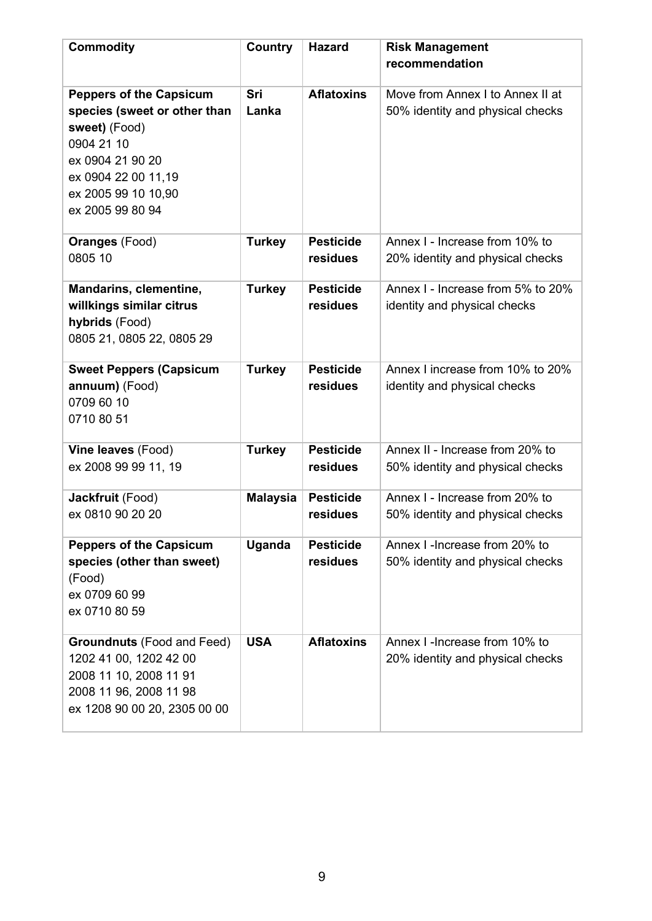| Commodity | Country | Hazard | Risk Management recommendation |
| --- | --- | --- | --- |
| **Peppers of the Capsicum species (sweet or other than sweet)** (Food)<br>0904 21 10<br>ex 0904 21 90 20<br>ex 0904 22 00 11,19<br>ex 2005 99 10 10,90<br>ex 2005 99 80 94 | **Sri Lanka** | **Aflatoxins** | Move from Annex I to Annex II at 50% identity and physical checks |
| **Oranges** (Food)<br>0805 10 | **Turkey** | **Pesticide residues** | Annex I - Increase from 10% to 20% identity and physical checks |
| **Mandarins, clementine, willkings similar citrus hybrids** (Food)<br>0805 21, 0805 22, 0805 29 | **Turkey** | **Pesticide residues** | Annex I - Increase from 5% to 20% identity and physical checks |
| **Sweet Peppers (Capsicum annuum)** (Food)<br>0709 60 10<br>0710 80 51 | **Turkey** | **Pesticide residues** | Annex I increase from 10% to 20% identity and physical checks |
| **Vine leaves** (Food)<br>ex 2008 99 99 11, 19 | **Turkey** | **Pesticide residues** | Annex II - Increase from 20% to 50% identity and physical checks |
| **Jackfruit** (Food)<br>ex 0810 90 20 20 | **Malaysia** | **Pesticide residues** | Annex I - Increase from 20% to 50% identity and physical checks |
| **Peppers of the Capsicum species (other than sweet)** (Food)<br>ex 0709 60 99<br>ex 0710 80 59 | **Uganda** | **Pesticide residues** | Annex I -Increase from 20% to 50% identity and physical checks |
| **Groundnuts** (Food and Feed)<br>1202 41 00, 1202 42 00<br>2008 11 10, 2008 11 91<br>2008 11 96, 2008 11 98<br>ex 1208 90 00 20, 2305 00 00 | **USA** | **Aflatoxins** | Annex I -Increase from 10% to 20% identity and physical checks |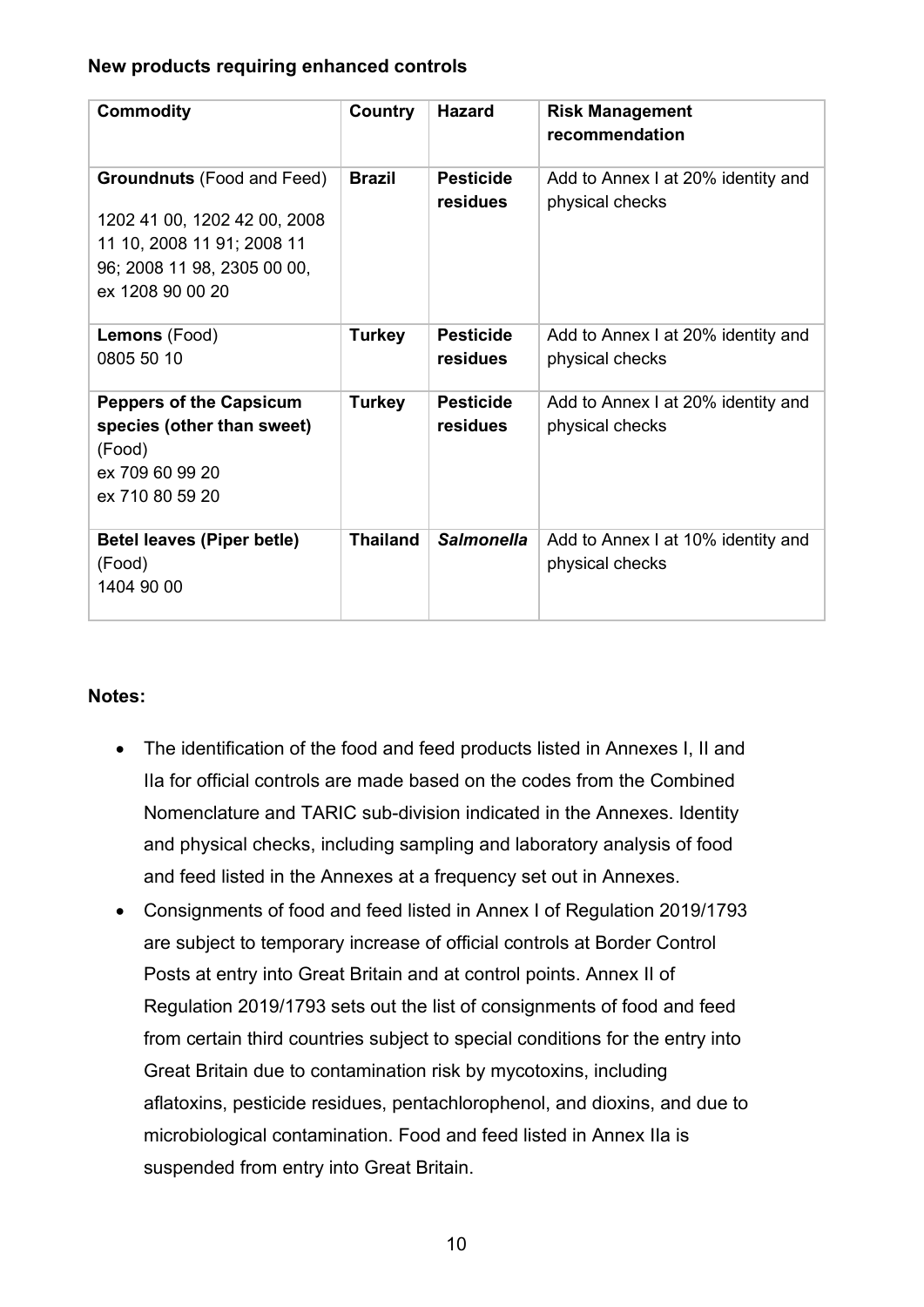**New products requiring enhanced controls**

| Commodity | Country | Hazard | Risk Management recommendation |
|---|---|---|---|
| **Groundnuts** (Food and Feed)<br>1202 41 00, 1202 42 00, 2008 11 10, 2008 11 91; 2008 11 96; 2008 11 98, 2305 00 00, ex 1208 90 00 20 | **Brazil** | **Pesticide residues** | Add to Annex I at 20% identity and physical checks |
| **Lemons** (Food)<br>0805 50 10 | **Turkey** | **Pesticide residues** | Add to Annex I at 20% identity and physical checks |
| **Peppers of the Capsicum species (other than sweet)** (Food)<br>ex 709 60 99 20<br>ex 710 80 59 20 | **Turkey** | **Pesticide residues** | Add to Annex I at 20% identity and physical checks |
| **Betel leaves (Piper betle)** (Food)<br>1404 90 00 | **Thailand** | ***Salmonella*** | Add to Annex I at 10% identity and physical checks |

**Notes:**

- The identification of the food and feed products listed in Annexes I, II and IIa for official controls are made based on the codes from the Combined Nomenclature and TARIC sub-division indicated in the Annexes. Identity and physical checks, including sampling and laboratory analysis of food and feed listed in the Annexes at a frequency set out in Annexes.
- Consignments of food and feed listed in Annex I of Regulation 2019/1793 are subject to temporary increase of official controls at Border Control Posts at entry into Great Britain and at control points. Annex II of Regulation 2019/1793 sets out the list of consignments of food and feed from certain third countries subject to special conditions for the entry into Great Britain due to contamination risk by mycotoxins, including aflatoxins, pesticide residues, pentachlorophenol, and dioxins, and due to microbiological contamination. Food and feed listed in Annex IIa is suspended from entry into Great Britain.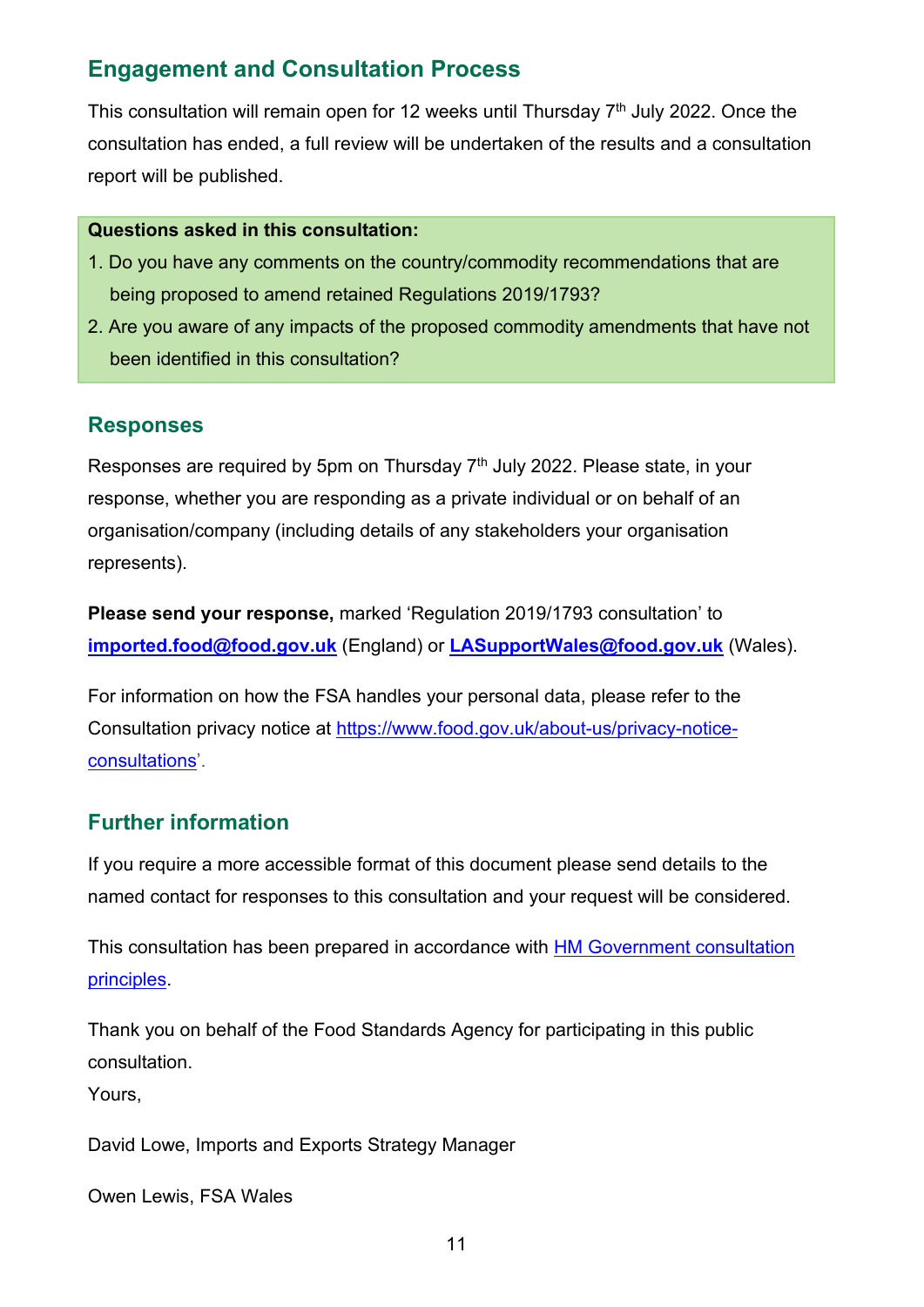## Engagement and Consultation Process

This consultation will remain open for 12 weeks until Thursday 7th July 2022. Once the consultation has ended, a full review will be undertaken of the results and a consultation report will be published.

**Questions asked in this consultation:**

1. Do you have any comments on the country/commodity recommendations that are being proposed to amend retained Regulations 2019/1793?
2. Are you aware of any impacts of the proposed commodity amendments that have not been identified in this consultation?

## Responses

Responses are required by 5pm on Thursday 7th July 2022. Please state, in your response, whether you are responding as a private individual or on behalf of an organisation/company (including details of any stakeholders your organisation represents).

**Please send your response,** marked 'Regulation 2019/1793 consultation' to **imported.food@food.gov.uk** (England) or **LASupportWales@food.gov.uk** (Wales).

For information on how the FSA handles your personal data, please refer to the Consultation privacy notice at https://www.food.gov.uk/about-us/privacy-notice-consultations'.

## Further information

If you require a more accessible format of this document please send details to the named contact for responses to this consultation and your request will be considered.

This consultation has been prepared in accordance with HM Government consultation principles.

Thank you on behalf of the Food Standards Agency for participating in this public consultation.

Yours,

David Lowe, Imports and Exports Strategy Manager

Owen Lewis, FSA Wales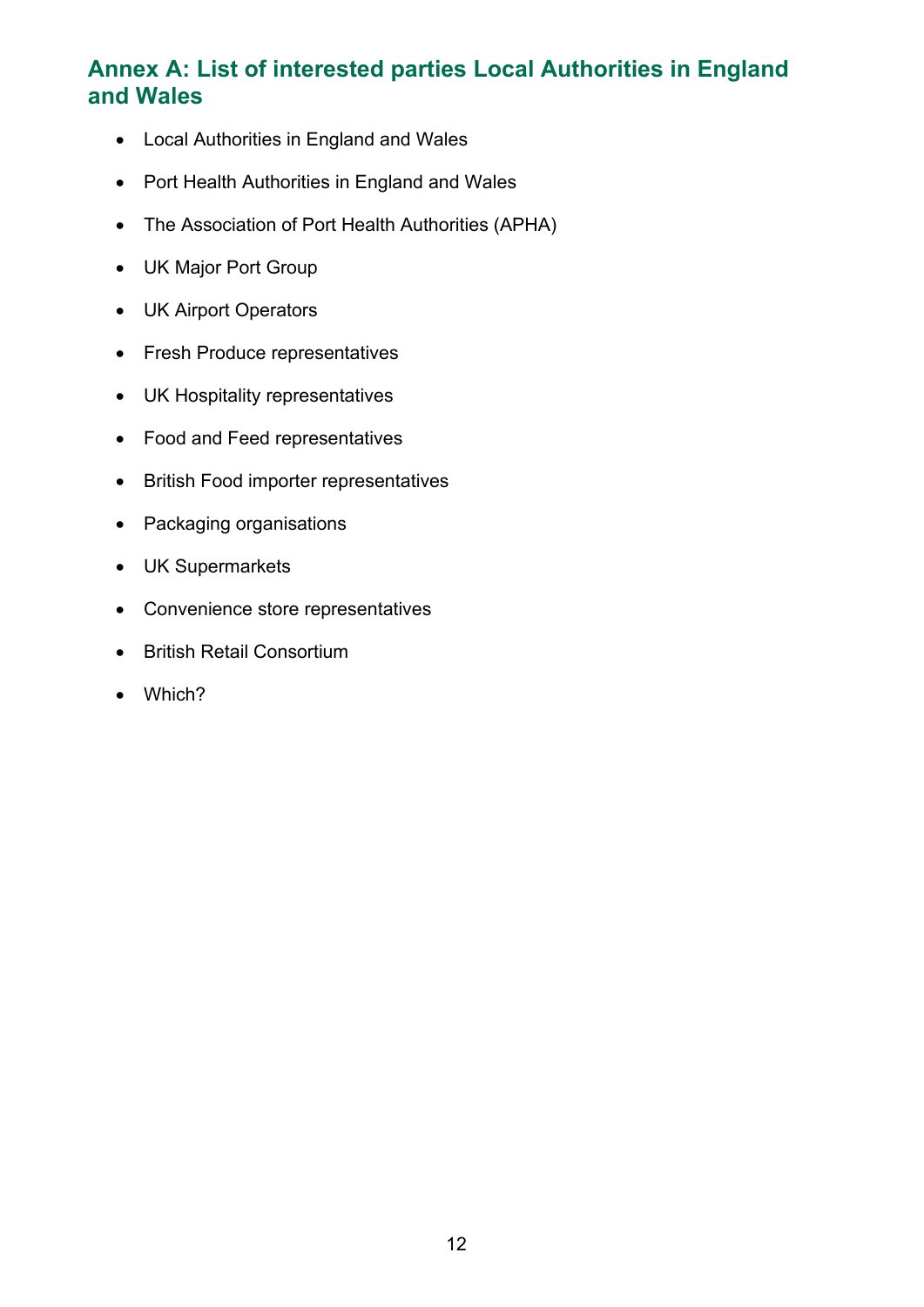## Annex A: List of interested parties Local Authorities in England and Wales

- Local Authorities in England and Wales
- Port Health Authorities in England and Wales
- The Association of Port Health Authorities (APHA)
- UK Major Port Group
- UK Airport Operators
- Fresh Produce representatives
- UK Hospitality representatives
- Food and Feed representatives
- British Food importer representatives
- Packaging organisations
- UK Supermarkets
- Convenience store representatives
- British Retail Consortium
- Which?